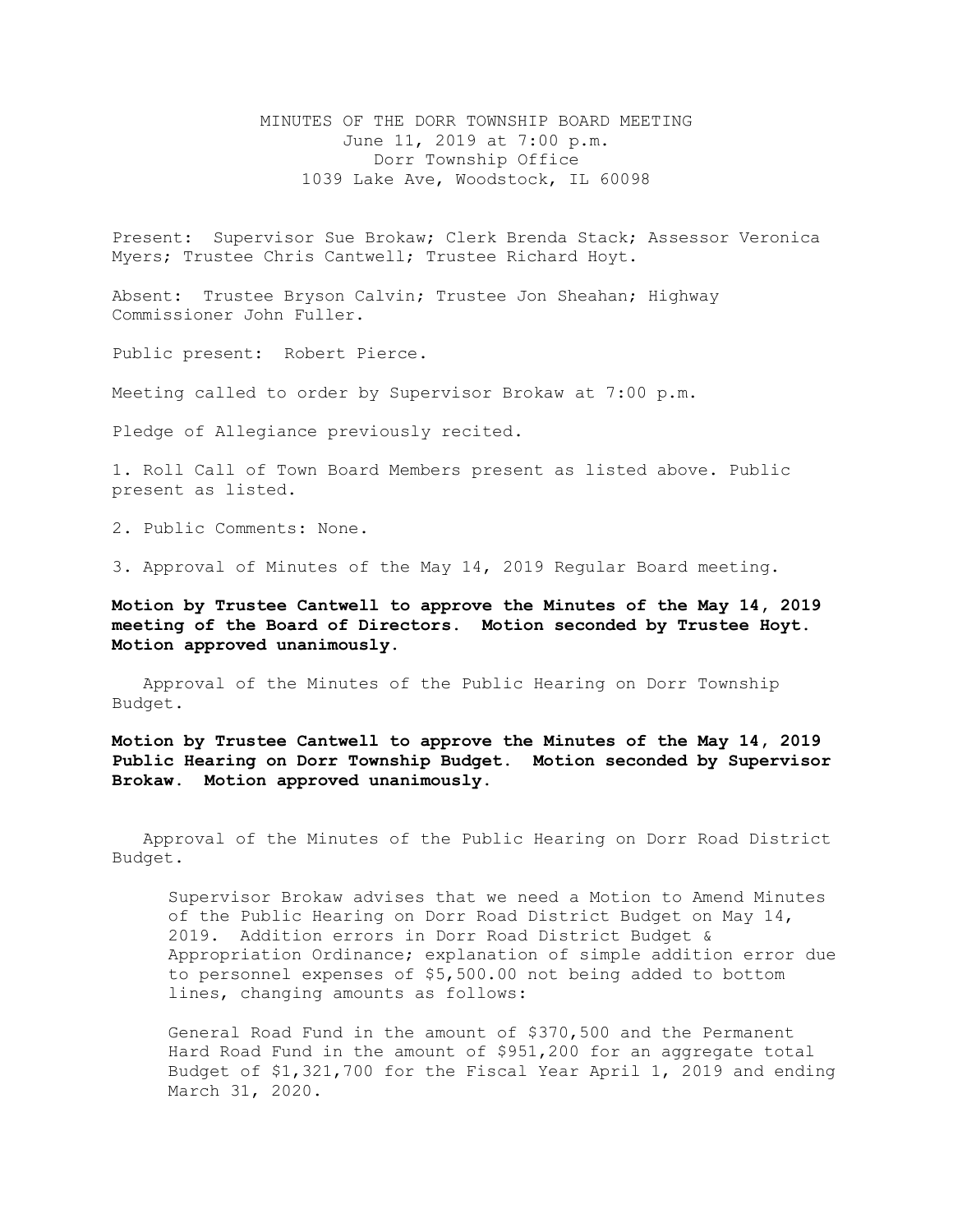MINUTES OF THE DORR TOWNSHIP BOARD MEETING
June 11, 2019 at 7:00 p.m.
Dorr Township Office
1039 Lake Ave, Woodstock, IL 60098

Present: Supervisor Sue Brokaw; Clerk Brenda Stack; Assessor Veronica Myers; Trustee Chris Cantwell; Trustee Richard Hoyt.

Absent: Trustee Bryson Calvin; Trustee Jon Sheahan; Highway Commissioner John Fuller.

Public present: Robert Pierce.

Meeting called to order by Supervisor Brokaw at 7:00 p.m.

Pledge of Allegiance previously recited.

1. Roll Call of Town Board Members present as listed above. Public present as listed.

2. Public Comments: None.

3. Approval of Minutes of the May 14, 2019 Regular Board meeting.

**Motion by Trustee Cantwell to approve the Minutes of the May 14, 2019 meeting of the Board of Directors. Motion seconded by Trustee Hoyt. Motion approved unanimously.**

Approval of the Minutes of the Public Hearing on Dorr Township Budget.

**Motion by Trustee Cantwell to approve the Minutes of the May 14, 2019 Public Hearing on Dorr Township Budget. Motion seconded by Supervisor Brokaw. Motion approved unanimously.**

Approval of the Minutes of the Public Hearing on Dorr Road District Budget.

> Supervisor Brokaw advises that we need a Motion to Amend Minutes of the Public Hearing on Dorr Road District Budget on May 14, 2019. Addition errors in Dorr Road District Budget & Appropriation Ordinance; explanation of simple addition error due to personnel expenses of $5,500.00 not being added to bottom lines, changing amounts as follows:
>
> General Road Fund in the amount of $370,500 and the Permanent Hard Road Fund in the amount of $951,200 for an aggregate total Budget of $1,321,700 for the Fiscal Year April 1, 2019 and ending March 31, 2020.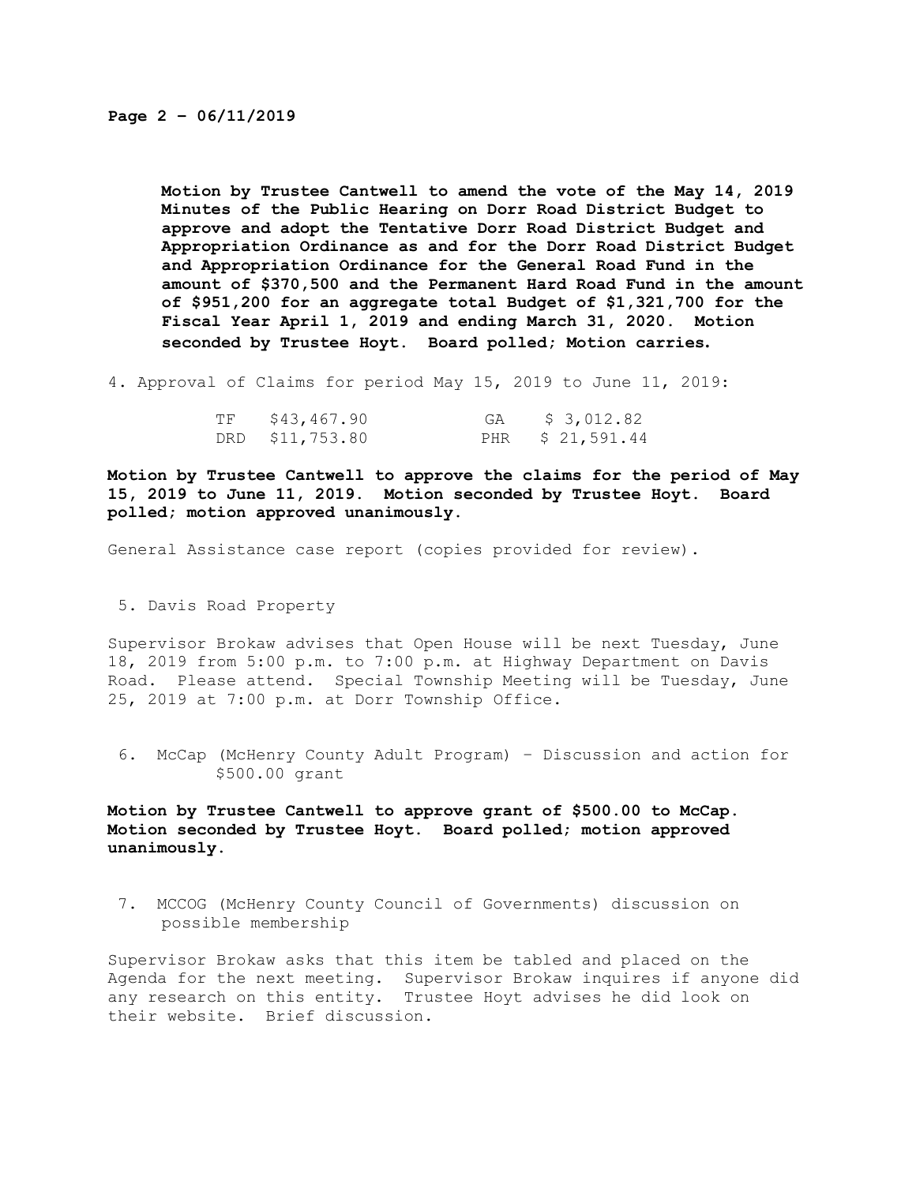**Motion by Trustee Cantwell to amend the vote of the May 14, 2019 Minutes of the Public Hearing on Dorr Road District Budget to approve and adopt the Tentative Dorr Road District Budget and Appropriation Ordinance as and for the Dorr Road District Budget and Appropriation Ordinance for the General Road Fund in the amount of $370,500 and the Permanent Hard Road Fund in the amount of $951,200 for an aggregate total Budget of $1,321,700 for the Fiscal Year April 1, 2019 and ending March 31, 2020. Motion seconded by Trustee Hoyt. Board polled; Motion carries.**

4. Approval of Claims for period May 15, 2019 to June 11, 2019:

| | | | |
|---|---|---|---|
| TF | $43,467.90 | GA | $ 3,012.82 |
| DRD | $11,753.80 | PHR | $ 21,591.44 |

**Motion by Trustee Cantwell to approve the claims for the period of May 15, 2019 to June 11, 2019. Motion seconded by Trustee Hoyt. Board polled; motion approved unanimously.**

General Assistance case report (copies provided for review).

5. Davis Road Property

Supervisor Brokaw advises that Open House will be next Tuesday, June 18, 2019 from 5:00 p.m. to 7:00 p.m. at Highway Department on Davis Road. Please attend. Special Township Meeting will be Tuesday, June 25, 2019 at 7:00 p.m. at Dorr Township Office.

6. McCap (McHenry County Adult Program) – Discussion and action for $500.00 grant

**Motion by Trustee Cantwell to approve grant of $500.00 to McCap. Motion seconded by Trustee Hoyt. Board polled; motion approved unanimously.**

7. MCCOG (McHenry County Council of Governments) discussion on possible membership

Supervisor Brokaw asks that this item be tabled and placed on the Agenda for the next meeting. Supervisor Brokaw inquires if anyone did any research on this entity. Trustee Hoyt advises he did look on their website. Brief discussion.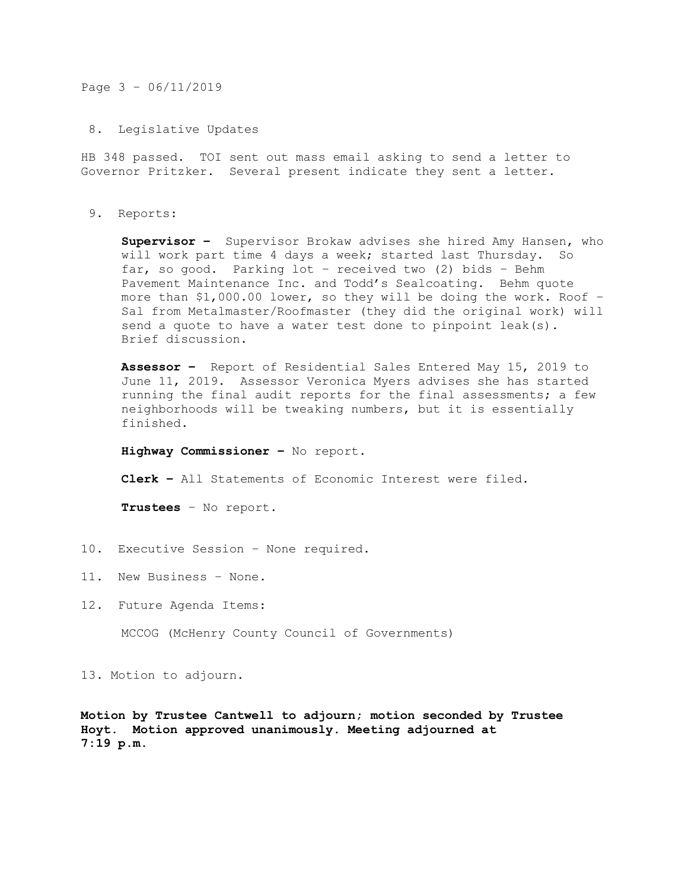8. Legislative Updates

HB 348 passed. TOI sent out mass email asking to send a letter to Governor Pritzker. Several present indicate they sent a letter.

9. Reports:

**Supervisor –** Supervisor Brokaw advises she hired Amy Hansen, who will work part time 4 days a week; started last Thursday. So far, so good. Parking lot – received two (2) bids – Behm Pavement Maintenance Inc. and Todd's Sealcoating. Behm quote more than $1,000.00 lower, so they will be doing the work. Roof – Sal from Metalmaster/Roofmaster (they did the original work) will send a quote to have a water test done to pinpoint leak(s). Brief discussion.

**Assessor –** Report of Residential Sales Entered May 15, 2019 to June 11, 2019. Assessor Veronica Myers advises she has started running the final audit reports for the final assessments; a few neighborhoods will be tweaking numbers, but it is essentially finished.

**Highway Commissioner –** No report.

**Clerk –** All Statements of Economic Interest were filed.

**Trustees** – No report.

10. Executive Session – None required.

11. New Business – None.

12. Future Agenda Items:

MCCOG (McHenry County Council of Governments)

13. Motion to adjourn.

**Motion by Trustee Cantwell to adjourn; motion seconded by Trustee Hoyt. Motion approved unanimously. Meeting adjourned at 7:19 p.m.**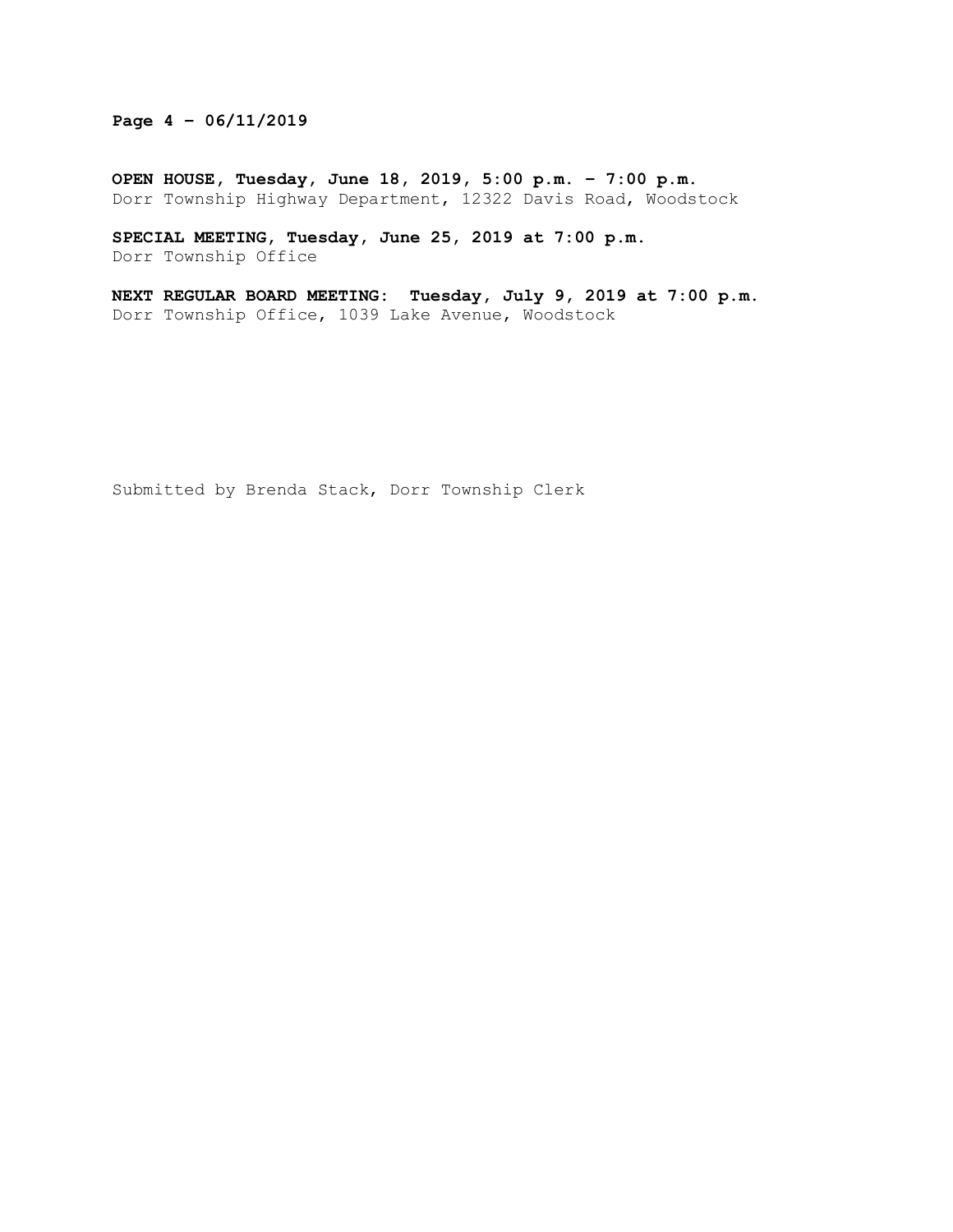**OPEN HOUSE, Tuesday, June 18, 2019, 5:00 p.m. – 7:00 p.m.**
Dorr Township Highway Department, 12322 Davis Road, Woodstock

**SPECIAL MEETING, Tuesday, June 25, 2019 at 7:00 p.m.**
Dorr Township Office

**NEXT REGULAR BOARD MEETING: Tuesday, July 9, 2019 at 7:00 p.m.**
Dorr Township Office, 1039 Lake Avenue, Woodstock

Submitted by Brenda Stack, Dorr Township Clerk